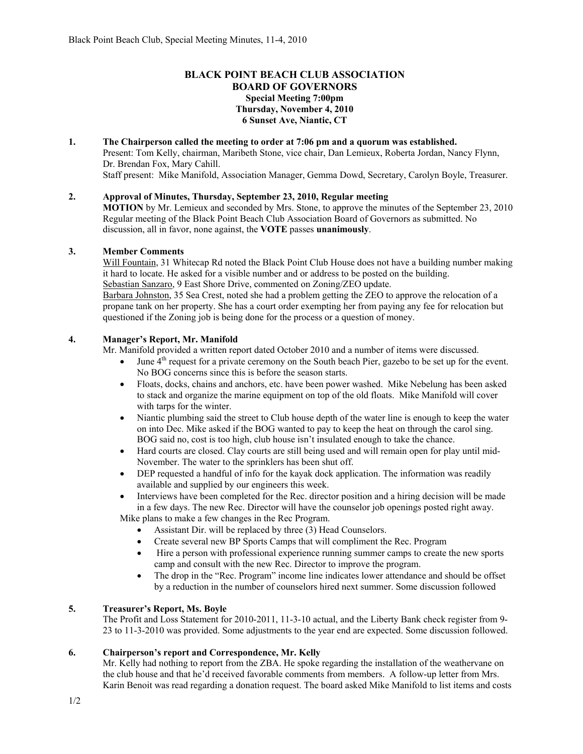# BLACK POINT BEACH CLUB ASSOCIATION
## BOARD OF GOVERNORS

**Special Meeting 7:00pm**
**Thursday, November 4, 2010**
**6 Sunset Ave, Niantic, CT**

**1. The Chairperson called the meeting to order at 7:06 pm and a quorum was established.**

Present: Tom Kelly, chairman, Maribeth Stone, vice chair, Dan Lemieux, Roberta Jordan, Nancy Flynn, Dr. Brendan Fox, Mary Cahill.
Staff present: Mike Manifold, Association Manager, Gemma Dowd, Secretary, Carolyn Boyle, Treasurer.

**2. Approval of Minutes, Thursday, September 23, 2010, Regular meeting**

**MOTION** by Mr. Lemieux and seconded by Mrs. Stone, to approve the minutes of the September 23, 2010 Regular meeting of the Black Point Beach Club Association Board of Governors as submitted. No discussion, all in favor, none against, the **VOTE** passes **unanimously**.

**3. Member Comments**

Will Fountain, 31 Whitecap Rd noted the Black Point Club House does not have a building number making it hard to locate. He asked for a visible number and or address to be posted on the building.
Sebastian Sanzaro, 9 East Shore Drive, commented on Zoning/ZEO update.
Barbara Johnston, 35 Sea Crest, noted she had a problem getting the ZEO to approve the relocation of a propane tank on her property. She has a court order exempting her from paying any fee for relocation but questioned if the Zoning job is being done for the process or a question of money.

**4. Manager's Report, Mr. Manifold**

Mr. Manifold provided a written report dated October 2010 and a number of items were discussed.

- June 4th request for a private ceremony on the South beach Pier, gazebo to be set up for the event. No BOG concerns since this is before the season starts.
- Floats, docks, chains and anchors, etc. have been power washed. Mike Nebelung has been asked to stack and organize the marine equipment on top of the old floats. Mike Manifold will cover with tarps for the winter.
- Niantic plumbing said the street to Club house depth of the water line is enough to keep the water on into Dec. Mike asked if the BOG wanted to pay to keep the heat on through the carol sing. BOG said no, cost is too high, club house isn't insulated enough to take the chance.
- Hard courts are closed. Clay courts are still being used and will remain open for play until mid-November. The water to the sprinklers has been shut off.
- DEP requested a handful of info for the kayak dock application. The information was readily available and supplied by our engineers this week.
- Interviews have been completed for the Rec. director position and a hiring decision will be made in a few days. The new Rec. Director will have the counselor job openings posted right away.

Mike plans to make a few changes in the Rec Program.

- Assistant Dir. will be replaced by three (3) Head Counselors.
- Create several new BP Sports Camps that will compliment the Rec. Program
- Hire a person with professional experience running summer camps to create the new sports camp and consult with the new Rec. Director to improve the program.
- The drop in the "Rec. Program" income line indicates lower attendance and should be offset by a reduction in the number of counselors hired next summer. Some discussion followed

**5. Treasurer's Report, Ms. Boyle**

The Profit and Loss Statement for 2010-2011, 11-3-10 actual, and the Liberty Bank check register from 9-23 to 11-3-2010 was provided. Some adjustments to the year end are expected. Some discussion followed.

**6. Chairperson's report and Correspondence, Mr. Kelly**

Mr. Kelly had nothing to report from the ZBA. He spoke regarding the installation of the weathervane on the club house and that he'd received favorable comments from members. A follow-up letter from Mrs. Karin Benoit was read regarding a donation request. The board asked Mike Manifold to list items and costs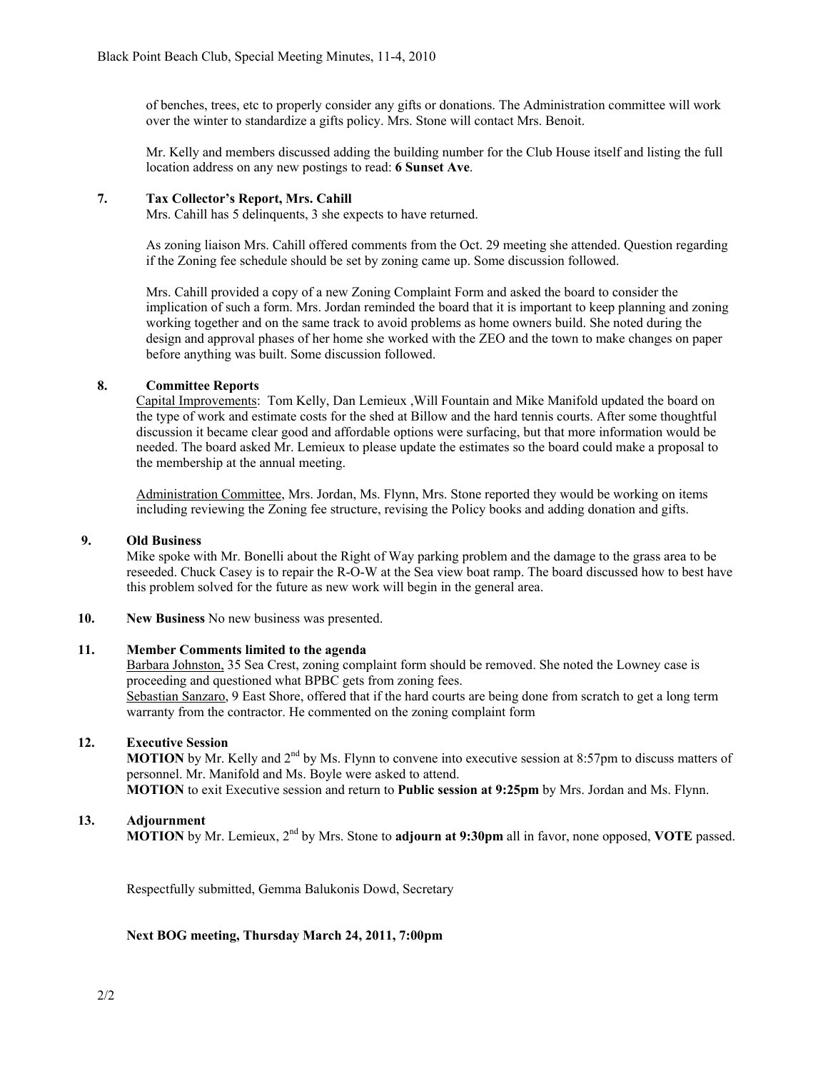of benches, trees, etc to properly consider any gifts or donations. The Administration committee will work over the winter to standardize a gifts policy. Mrs. Stone will contact Mrs. Benoit.

Mr. Kelly and members discussed adding the building number for the Club House itself and listing the full location address on any new postings to read: **6 Sunset Ave**.

**7. Tax Collector's Report, Mrs. Cahill**

Mrs. Cahill has 5 delinquents, 3 she expects to have returned.

As zoning liaison Mrs. Cahill offered comments from the Oct. 29 meeting she attended. Question regarding if the Zoning fee schedule should be set by zoning came up. Some discussion followed.

Mrs. Cahill provided a copy of a new Zoning Complaint Form and asked the board to consider the implication of such a form. Mrs. Jordan reminded the board that it is important to keep planning and zoning working together and on the same track to avoid problems as home owners build. She noted during the design and approval phases of her home she worked with the ZEO and the town to make changes on paper before anything was built. Some discussion followed.

**8. Committee Reports**

Capital Improvements: Tom Kelly, Dan Lemieux ,Will Fountain and Mike Manifold updated the board on the type of work and estimate costs for the shed at Billow and the hard tennis courts. After some thoughtful discussion it became clear good and affordable options were surfacing, but that more information would be needed. The board asked Mr. Lemieux to please update the estimates so the board could make a proposal to the membership at the annual meeting.

Administration Committee, Mrs. Jordan, Ms. Flynn, Mrs. Stone reported they would be working on items including reviewing the Zoning fee structure, revising the Policy books and adding donation and gifts.

**9. Old Business**

Mike spoke with Mr. Bonelli about the Right of Way parking problem and the damage to the grass area to be reseeded. Chuck Casey is to repair the R-O-W at the Sea view boat ramp. The board discussed how to best have this problem solved for the future as new work will begin in the general area.

**10. New Business** No new business was presented.

**11. Member Comments limited to the agenda**

Barbara Johnston, 35 Sea Crest, zoning complaint form should be removed. She noted the Lowney case is proceeding and questioned what BPBC gets from zoning fees.
Sebastian Sanzaro, 9 East Shore, offered that if the hard courts are being done from scratch to get a long term warranty from the contractor. He commented on the zoning complaint form

**12. Executive Session**

**MOTION** by Mr. Kelly and 2nd by Ms. Flynn to convene into executive session at 8:57pm to discuss matters of personnel. Mr. Manifold and Ms. Boyle were asked to attend.
**MOTION** to exit Executive session and return to **Public session at 9:25pm** by Mrs. Jordan and Ms. Flynn.

**13. Adjournment**

**MOTION** by Mr. Lemieux, 2nd by Mrs. Stone to **adjourn at 9:30pm** all in favor, none opposed, **VOTE** passed.

Respectfully submitted, Gemma Balukonis Dowd, Secretary

**Next BOG meeting, Thursday March 24, 2011, 7:00pm**